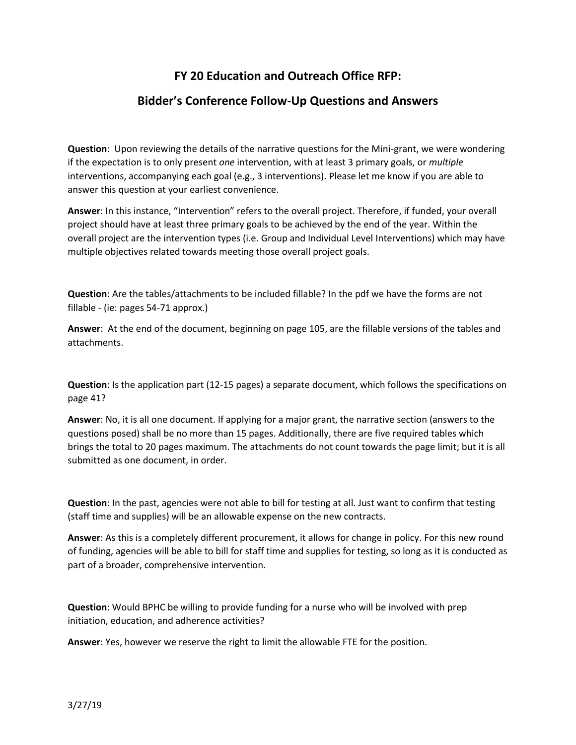# FY 20 Education and Outreach Office RFP:

## Bidder's Conference Follow-Up Questions and Answers

**Question**: Upon reviewing the details of the narrative questions for the Mini-grant, we were wondering if the expectation is to only present *one* intervention, with at least 3 primary goals, or *multiple* interventions, accompanying each goal (e.g., 3 interventions). Please let me know if you are able to answer this question at your earliest convenience.

**Answer**: In this instance, "Intervention" refers to the overall project. Therefore, if funded, your overall project should have at least three primary goals to be achieved by the end of the year. Within the overall project are the intervention types (i.e. Group and Individual Level Interventions) which may have multiple objectives related towards meeting those overall project goals.

**Question**: Are the tables/attachments to be included fillable? In the pdf we have the forms are not fillable - (ie: pages 54-71 approx.)

**Answer**: At the end of the document, beginning on page 105, are the fillable versions of the tables and attachments.

**Question**: Is the application part (12-15 pages) a separate document, which follows the specifications on page 41?

**Answer**: No, it is all one document. If applying for a major grant, the narrative section (answers to the questions posed) shall be no more than 15 pages. Additionally, there are five required tables which brings the total to 20 pages maximum. The attachments do not count towards the page limit; but it is all submitted as one document, in order.

**Question**: In the past, agencies were not able to bill for testing at all. Just want to confirm that testing (staff time and supplies) will be an allowable expense on the new contracts.

**Answer**: As this is a completely different procurement, it allows for change in policy. For this new round of funding, agencies will be able to bill for staff time and supplies for testing, so long as it is conducted as part of a broader, comprehensive intervention.

**Question**: Would BPHC be willing to provide funding for a nurse who will be involved with prep initiation, education, and adherence activities?

**Answer**: Yes, however we reserve the right to limit the allowable FTE for the position.

3/27/19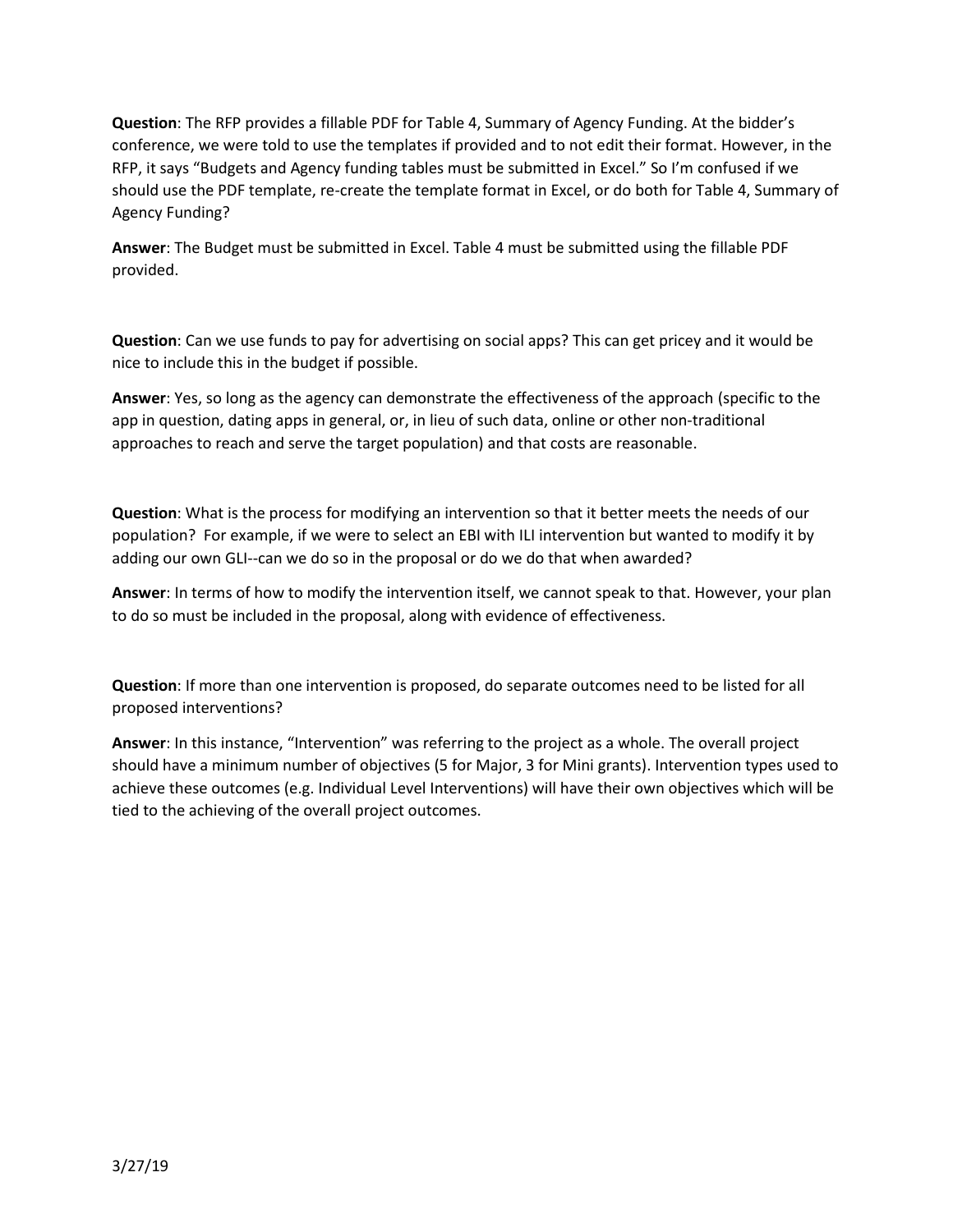**Question**: The RFP provides a fillable PDF for Table 4, Summary of Agency Funding. At the bidder's conference, we were told to use the templates if provided and to not edit their format. However, in the RFP, it says "Budgets and Agency funding tables must be submitted in Excel." So I'm confused if we should use the PDF template, re-create the template format in Excel, or do both for Table 4, Summary of Agency Funding?

**Answer**: The Budget must be submitted in Excel. Table 4 must be submitted using the fillable PDF provided.

**Question**: Can we use funds to pay for advertising on social apps? This can get pricey and it would be nice to include this in the budget if possible.

**Answer**: Yes, so long as the agency can demonstrate the effectiveness of the approach (specific to the app in question, dating apps in general, or, in lieu of such data, online or other non-traditional approaches to reach and serve the target population) and that costs are reasonable.

**Question**: What is the process for modifying an intervention so that it better meets the needs of our population? For example, if we were to select an EBI with ILI intervention but wanted to modify it by adding our own GLI--can we do so in the proposal or do we do that when awarded?

**Answer**: In terms of how to modify the intervention itself, we cannot speak to that. However, your plan to do so must be included in the proposal, along with evidence of effectiveness.

**Question**: If more than one intervention is proposed, do separate outcomes need to be listed for all proposed interventions?

**Answer**: In this instance, "Intervention" was referring to the project as a whole. The overall project should have a minimum number of objectives (5 for Major, 3 for Mini grants). Intervention types used to achieve these outcomes (e.g. Individual Level Interventions) will have their own objectives which will be tied to the achieving of the overall project outcomes.

3/27/19